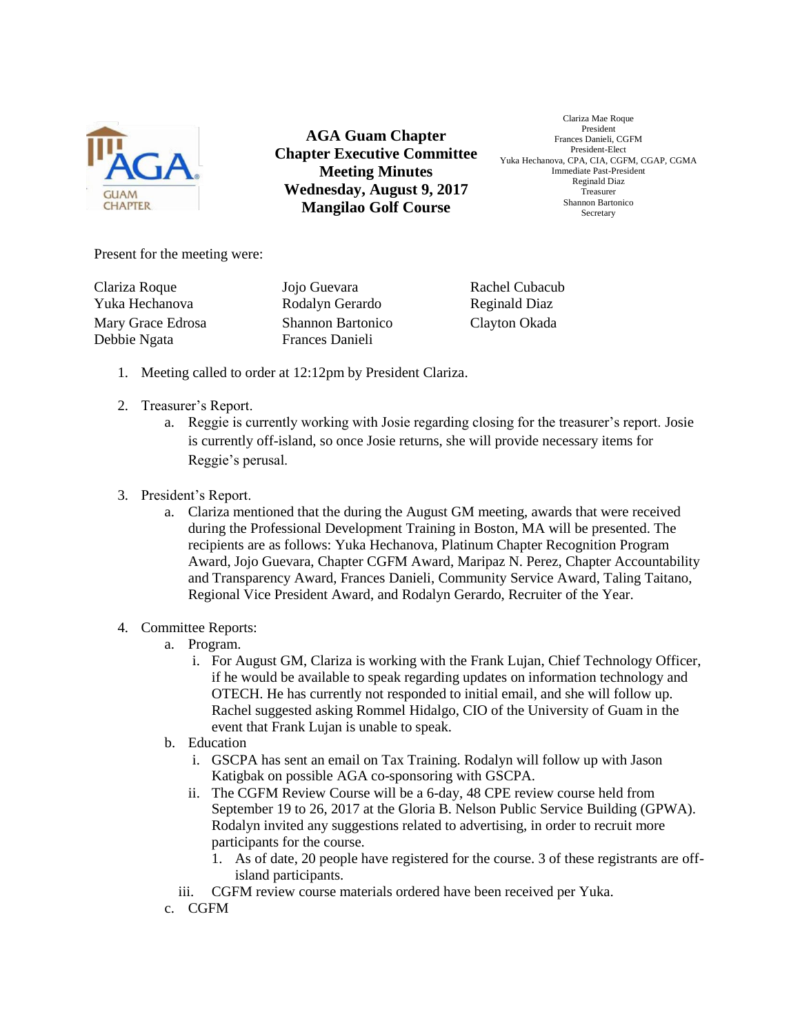# AGA Guam Chapter
## Chapter Executive Committee Meeting Minutes
### Wednesday, August 9, 2017
### Mangilao Golf Course

Clariza Mae Roque
President
Frances Danieli, CGFM
President-Elect
Yuka Hechanova, CPA, CIA, CGFM, CGAP, CGMA
Immediate Past-President
Reginald Diaz
Treasurer
Shannon Bartonico
Secretary

Present for the meeting were:

| | | |
|---|---|---|
| Clariza Roque | Jojo Guevara | Rachel Cubacub |
| Yuka Hechanova | Rodalyn Gerardo | Reginald Diaz |
| Mary Grace Edrosa | Shannon Bartonico | Clayton Okada |
| Debbie Ngata | Frances Danieli | |

1. Meeting called to order at 12:12pm by President Clariza.

2. Treasurer's Report.
   a. Reggie is currently working with Josie regarding closing for the treasurer's report. Josie is currently off-island, so once Josie returns, she will provide necessary items for Reggie's perusal.

3. President's Report.
   a. Clariza mentioned that the during the August GM meeting, awards that were received during the Professional Development Training in Boston, MA will be presented. The recipients are as follows: Yuka Hechanova, Platinum Chapter Recognition Program Award, Jojo Guevara, Chapter CGFM Award, Maripaz N. Perez, Chapter Accountability and Transparency Award, Frances Danieli, Community Service Award, Taling Taitano, Regional Vice President Award, and Rodalyn Gerardo, Recruiter of the Year.

4. Committee Reports:
   a. Program.
      i. For August GM, Clariza is working with the Frank Lujan, Chief Technology Officer, if he would be available to speak regarding updates on information technology and OTECH. He has currently not responded to initial email, and she will follow up. Rachel suggested asking Rommel Hidalgo, CIO of the University of Guam in the event that Frank Lujan is unable to speak.
   b. Education
      i. GSCPA has sent an email on Tax Training. Rodalyn will follow up with Jason Katigbak on possible AGA co-sponsoring with GSCPA.
      ii. The CGFM Review Course will be a 6-day, 48 CPE review course held from September 19 to 26, 2017 at the Gloria B. Nelson Public Service Building (GPWA). Rodalyn invited any suggestions related to advertising, in order to recruit more participants for the course.
         1. As of date, 20 people have registered for the course. 3 of these registrants are off-island participants.
      iii. CGFM review course materials ordered have been received per Yuka.
   c. CGFM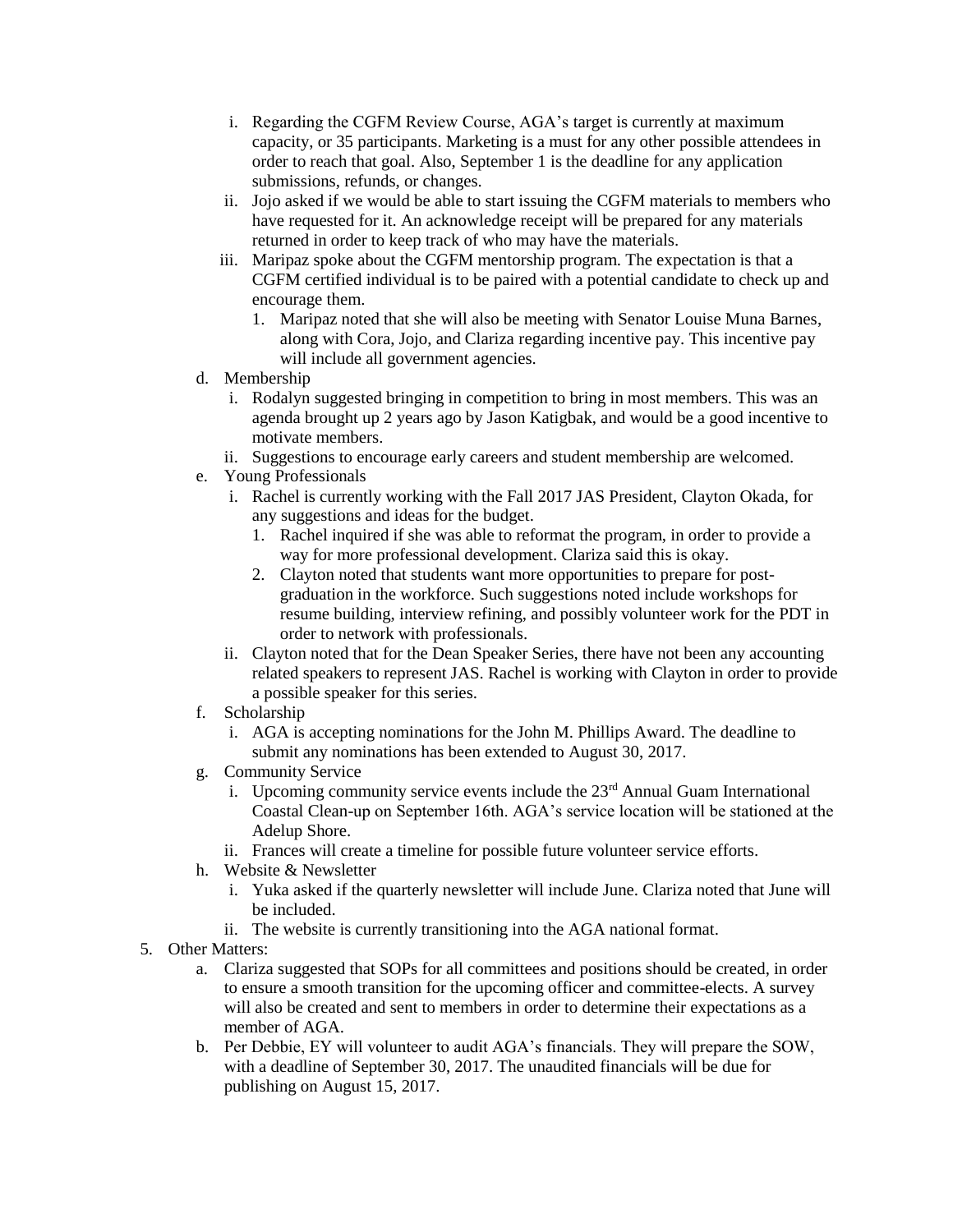i. Regarding the CGFM Review Course, AGA's target is currently at maximum capacity, or 35 participants. Marketing is a must for any other possible attendees in order to reach that goal. Also, September 1 is the deadline for any application submissions, refunds, or changes.
   ii. Jojo asked if we would be able to start issuing the CGFM materials to members who have requested for it. An acknowledge receipt will be prepared for any materials returned in order to keep track of who may have the materials.
   iii. Maripaz spoke about the CGFM mentorship program. The expectation is that a CGFM certified individual is to be paired with a potential candidate to check up and encourage them.
      1. Maripaz noted that she will also be meeting with Senator Louise Muna Barnes, along with Cora, Jojo, and Clariza regarding incentive pay. This incentive pay will include all government agencies.

d. Membership
   i. Rodalyn suggested bringing in competition to bring in most members. This was an agenda brought up 2 years ago by Jason Katigbak, and would be a good incentive to motivate members.
   ii. Suggestions to encourage early careers and student membership are welcomed.

e. Young Professionals
   i. Rachel is currently working with the Fall 2017 JAS President, Clayton Okada, for any suggestions and ideas for the budget.
      1. Rachel inquired if she was able to reformat the program, in order to provide a way for more professional development. Clariza said this is okay.
      2. Clayton noted that students want more opportunities to prepare for post-graduation in the workforce. Such suggestions noted include workshops for resume building, interview refining, and possibly volunteer work for the PDT in order to network with professionals.
   ii. Clayton noted that for the Dean Speaker Series, there have not been any accounting related speakers to represent JAS. Rachel is working with Clayton in order to provide a possible speaker for this series.

f. Scholarship
   i. AGA is accepting nominations for the John M. Phillips Award. The deadline to submit any nominations has been extended to August 30, 2017.

g. Community Service
   i. Upcoming community service events include the 23rd Annual Guam International Coastal Clean-up on September 16th. AGA's service location will be stationed at the Adelup Shore.
   ii. Frances will create a timeline for possible future volunteer service efforts.

h. Website & Newsletter
   i. Yuka asked if the quarterly newsletter will include June. Clariza noted that June will be included.
   ii. The website is currently transitioning into the AGA national format.

5. Other Matters:
   a. Clariza suggested that SOPs for all committees and positions should be created, in order to ensure a smooth transition for the upcoming officer and committee-elects. A survey will also be created and sent to members in order to determine their expectations as a member of AGA.
   b. Per Debbie, EY will volunteer to audit AGA's financials. They will prepare the SOW, with a deadline of September 30, 2017. The unaudited financials will be due for publishing on August 15, 2017.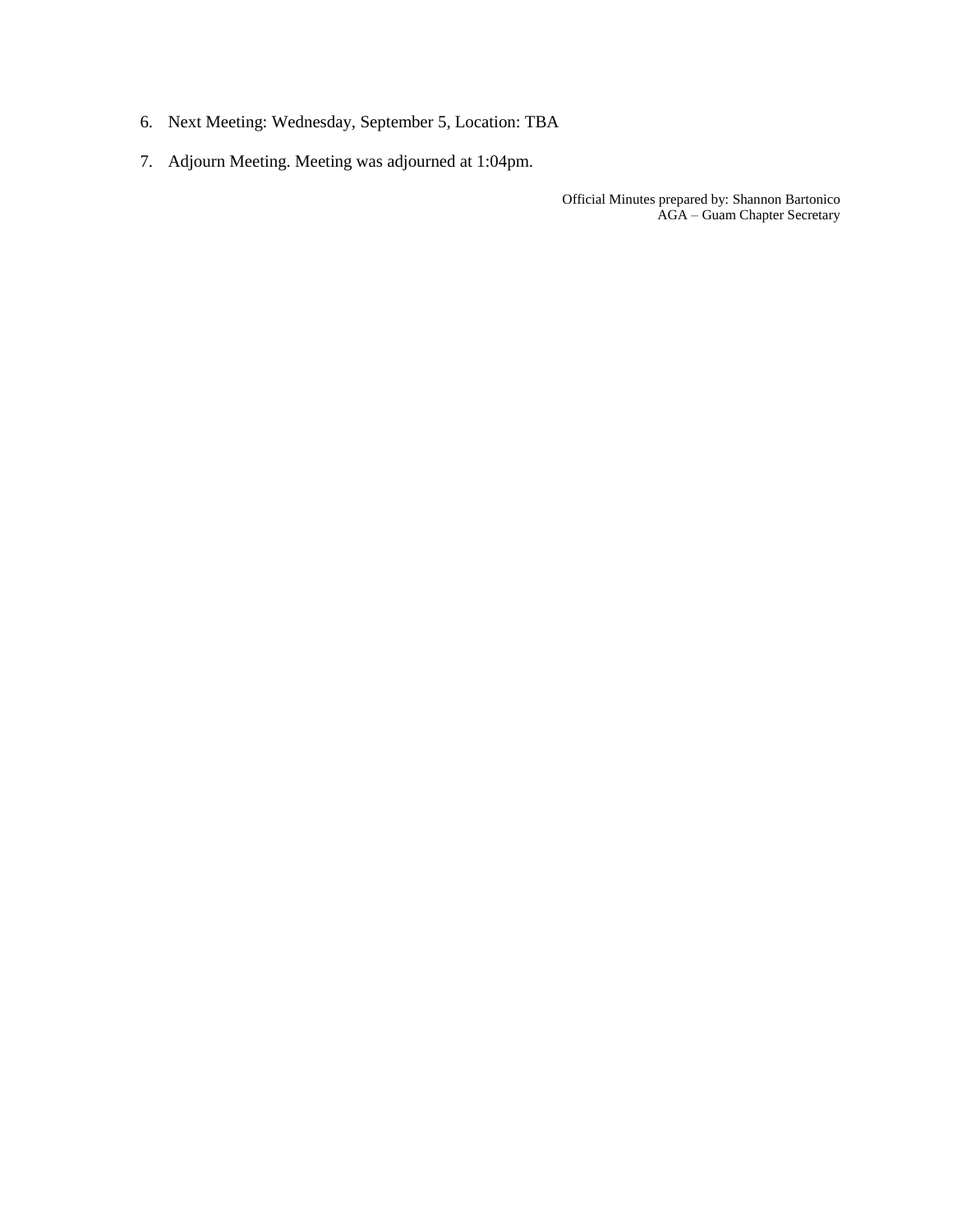6. Next Meeting: Wednesday, September 5, Location: TBA

7. Adjourn Meeting. Meeting was adjourned at 1:04pm.

Official Minutes prepared by: Shannon Bartonico
AGA – Guam Chapter Secretary